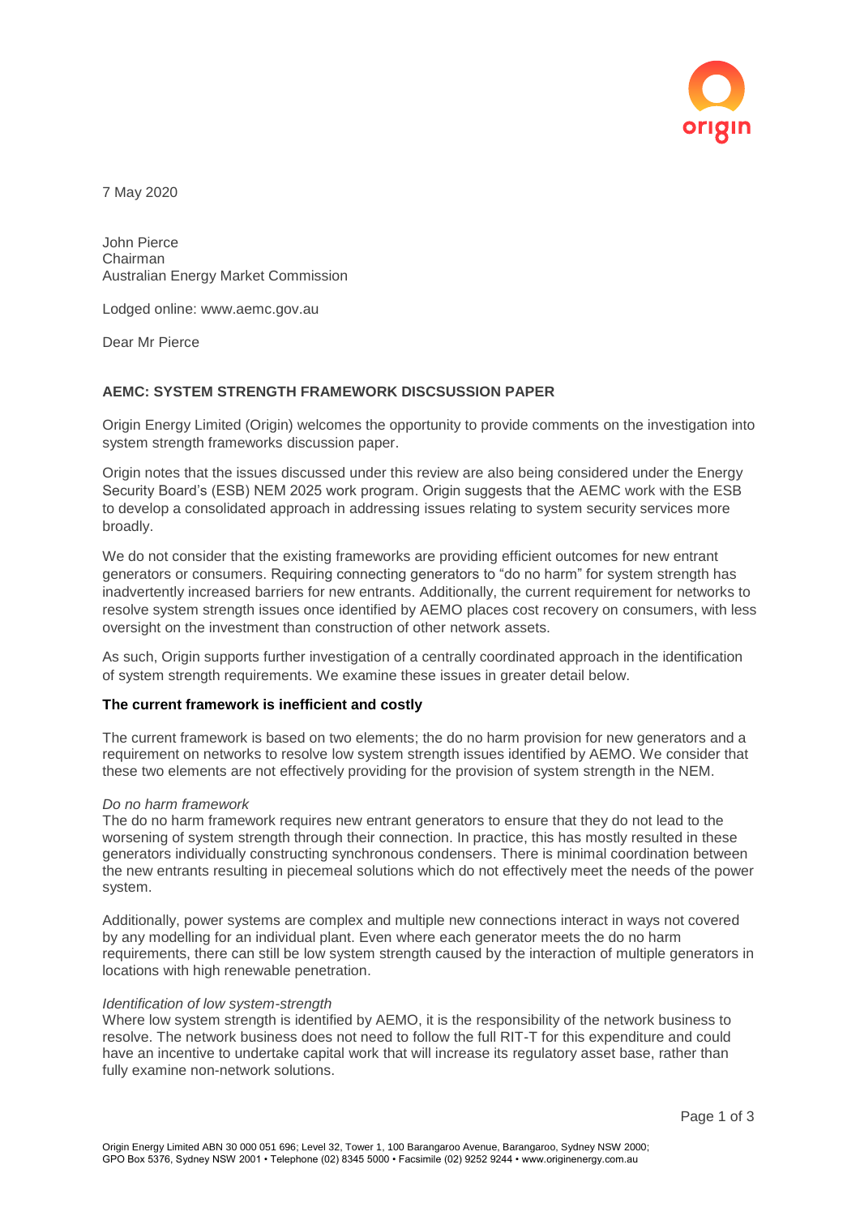7 May 2020

John Pierce  
Chairman  
Australian Energy Market Commission

Lodged online: www.aemc.gov.au

Dear Mr Pierce

**AEMC: SYSTEM STRENGTH FRAMEWORK DISCSUSSION PAPER**

Origin Energy Limited (Origin) welcomes the opportunity to provide comments on the investigation into system strength frameworks discussion paper.

Origin notes that the issues discussed under this review are also being considered under the Energy Security Board's (ESB) NEM 2025 work program. Origin suggests that the AEMC work with the ESB to develop a consolidated approach in addressing issues relating to system security services more broadly.

We do not consider that the existing frameworks are providing efficient outcomes for new entrant generators or consumers. Requiring connecting generators to "do no harm" for system strength has inadvertently increased barriers for new entrants. Additionally, the current requirement for networks to resolve system strength issues once identified by AEMO places cost recovery on consumers, with less oversight on the investment than construction of other network assets.

As such, Origin supports further investigation of a centrally coordinated approach in the identification of system strength requirements. We examine these issues in greater detail below.

**The current framework is inefficient and costly**

The current framework is based on two elements; the do no harm provision for new generators and a requirement on networks to resolve low system strength issues identified by AEMO. We consider that these two elements are not effectively providing for the provision of system strength in the NEM.

*Do no harm framework*

The do no harm framework requires new entrant generators to ensure that they do not lead to the worsening of system strength through their connection. In practice, this has mostly resulted in these generators individually constructing synchronous condensers. There is minimal coordination between the new entrants resulting in piecemeal solutions which do not effectively meet the needs of the power system.

Additionally, power systems are complex and multiple new connections interact in ways not covered by any modelling for an individual plant. Even where each generator meets the do no harm requirements, there can still be low system strength caused by the interaction of multiple generators in locations with high renewable penetration.

*Identification of low system-strength*

Where low system strength is identified by AEMO, it is the responsibility of the network business to resolve. The network business does not need to follow the full RIT-T for this expenditure and could have an incentive to undertake capital work that will increase its regulatory asset base, rather than fully examine non-network solutions.

Origin Energy Limited ABN 30 000 051 696; Level 32, Tower 1, 100 Barangaroo Avenue, Barangaroo, Sydney NSW 2000; GPO Box 5376, Sydney NSW 2001 • Telephone (02) 8345 5000 • Facsimile (02) 9252 9244 • www.originenergy.com.au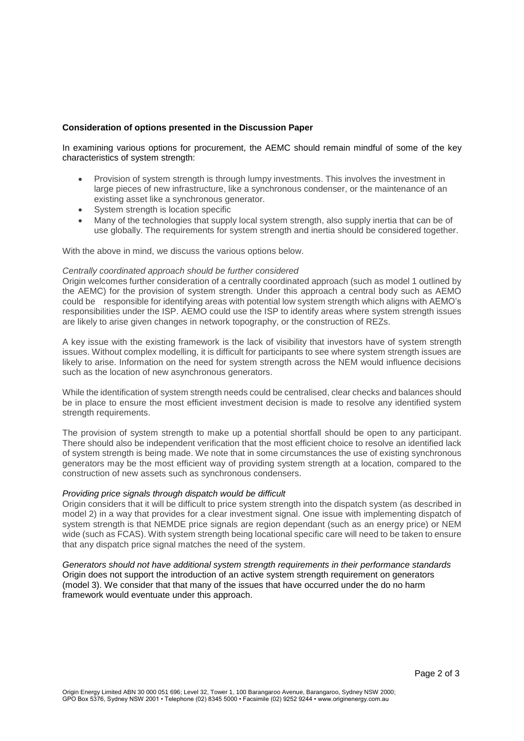**Consideration of options presented in the Discussion Paper**

In examining various options for procurement, the AEMC should remain mindful of some of the key characteristics of system strength:

- Provision of system strength is through lumpy investments. This involves the investment in large pieces of new infrastructure, like a synchronous condenser, or the maintenance of an existing asset like a synchronous generator.
- System strength is location specific
- Many of the technologies that supply local system strength, also supply inertia that can be of use globally. The requirements for system strength and inertia should be considered together.

With the above in mind, we discuss the various options below.

*Centrally coordinated approach should be further considered*

Origin welcomes further consideration of a centrally coordinated approach (such as model 1 outlined by the AEMC) for the provision of system strength. Under this approach a central body such as AEMO could be responsible for identifying areas with potential low system strength which aligns with AEMO's responsibilities under the ISP. AEMO could use the ISP to identify areas where system strength issues are likely to arise given changes in network topography, or the construction of REZs.

A key issue with the existing framework is the lack of visibility that investors have of system strength issues. Without complex modelling, it is difficult for participants to see where system strength issues are likely to arise. Information on the need for system strength across the NEM would influence decisions such as the location of new asynchronous generators.

While the identification of system strength needs could be centralised, clear checks and balances should be in place to ensure the most efficient investment decision is made to resolve any identified system strength requirements.

The provision of system strength to make up a potential shortfall should be open to any participant. There should also be independent verification that the most efficient choice to resolve an identified lack of system strength is being made. We note that in some circumstances the use of existing synchronous generators may be the most efficient way of providing system strength at a location, compared to the construction of new assets such as synchronous condensers.

*Providing price signals through dispatch would be difficult*

Origin considers that it will be difficult to price system strength into the dispatch system (as described in model 2) in a way that provides for a clear investment signal. One issue with implementing dispatch of system strength is that NEMDE price signals are region dependant (such as an energy price) or NEM wide (such as FCAS). With system strength being locational specific care will need to be taken to ensure that any dispatch price signal matches the need of the system.

*Generators should not have additional system strength requirements in their performance standards*

Origin does not support the introduction of an active system strength requirement on generators (model 3). We consider that that many of the issues that have occurred under the do no harm framework would eventuate under this approach.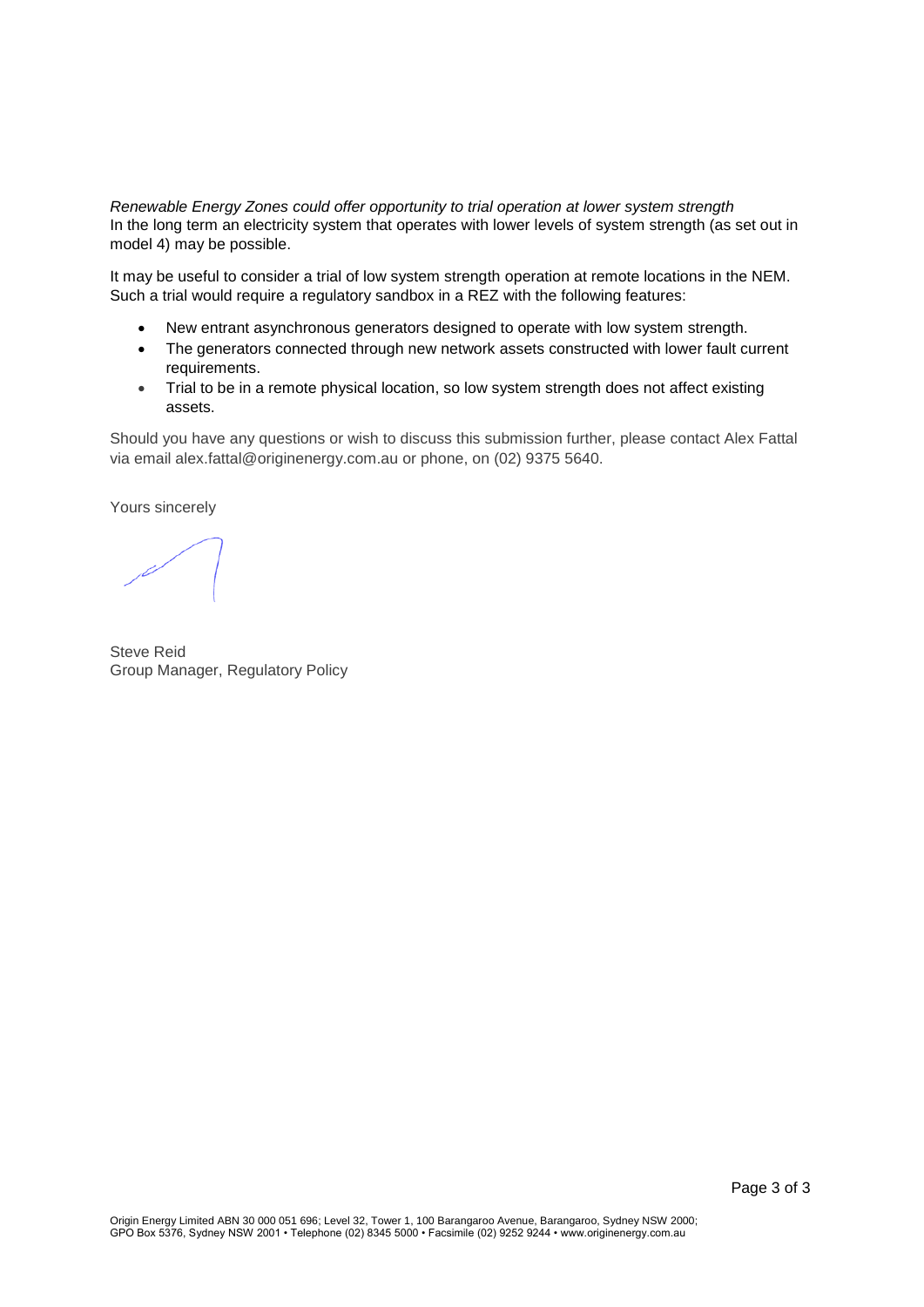*Renewable Energy Zones could offer opportunity to trial operation at lower system strength*
In the long term an electricity system that operates with lower levels of system strength (as set out in model 4) may be possible.

It may be useful to consider a trial of low system strength operation at remote locations in the NEM. Such a trial would require a regulatory sandbox in a REZ with the following features:

- New entrant asynchronous generators designed to operate with low system strength.
- The generators connected through new network assets constructed with lower fault current requirements.
- Trial to be in a remote physical location, so low system strength does not affect existing assets.

Should you have any questions or wish to discuss this submission further, please contact Alex Fattal via email alex.fattal@originenergy.com.au or phone, on (02) 9375 5640.

Yours sincerely

Steve Reid
Group Manager, Regulatory Policy

Origin Energy Limited ABN 30 000 051 696; Level 32, Tower 1, 100 Barangaroo Avenue, Barangaroo, Sydney NSW 2000;
GPO Box 5376, Sydney NSW 2001 • Telephone (02) 8345 5000 • Facsimile (02) 9252 9244 • www.originenergy.com.au